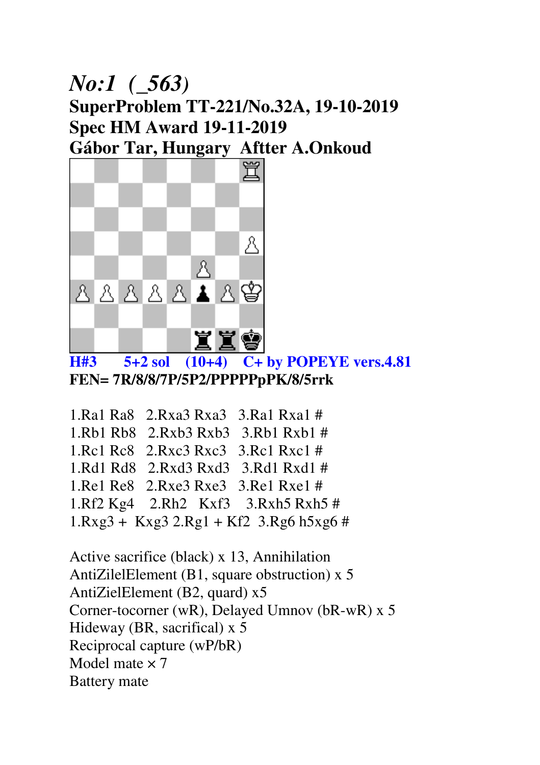# *No:1 (_563)*

## SuperProblem TT-221/No.32A, 19-10-2019
## Spec HM Award 19-11-2019
## Gábor Tar, Hungary Aftter A.Onkoud

**H#3 5+2 sol (10+4) C+ by POPEYE vers.4.81**

**FEN= 7R/8/8/7P/5P2/PPPPPpPK/8/5rrk**

1.Ra1 Ra8 2.Rxa3 Rxa3 3.Ra1 Rxa1 #
1.Rb1 Rb8 2.Rxb3 Rxb3 3.Rb1 Rxb1 #
1.Rc1 Rc8 2.Rxc3 Rxc3 3.Rc1 Rxc1 #
1.Rd1 Rd8 2.Rxd3 Rxd3 3.Rd1 Rxd1 #
1.Re1 Re8 2.Rxe3 Rxe3 3.Re1 Rxe1 #
1.Rf2 Kg4 2.Rh2 Kxf3 3.Rxh5 Rxh5 #
1.Rxg3 + Kxg3 2.Rg1 + Kf2 3.Rg6 h5xg6 #

Active sacrifice (black) x 13, Annihilation
AntiZilelElement (B1, square obstruction) x 5
AntiZielElement (B2, quard) x5
Corner-tocorner (wR), Delayed Umnov (bR-wR) x 5
Hideway (BR, sacrifical) x 5
Reciprocal capture (wP/bR)
Model mate × 7
Battery mate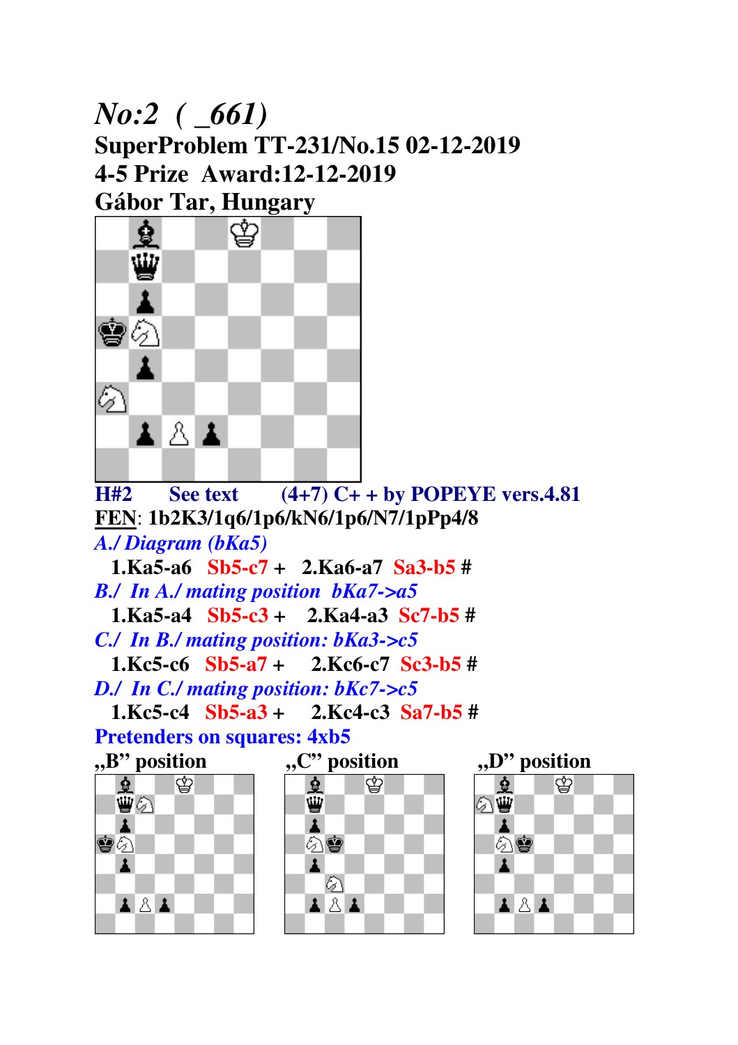# *No:2 ( _661)*

**SuperProblem TT-231/No.15 02-12-2019**

**4-5 Prize Award:12-12-2019**

**Gábor Tar, Hungary**

**H#2 See text (4+7) C+ + by POPEYE vers.4.81**

**FEN**: **1b2K3/1q6/1p6/kN6/1p6/N7/1pPp4/8**

*A./ Diagram (bKa5)*

**1.Ka5-a6 Sb5-c7 + 2.Ka6-a7 Sa3-b5 #**

*B./ In A./ mating position bKa7->a5*

**1.Ka5-a4 Sb5-c3 + 2.Ka4-a3 Sc7-b5 #**

*C./ In B./ mating position: bKa3->c5*

**1.Kc5-c6 Sb5-a7 + 2.Kc6-c7 Sc3-b5 #**

*D./ In C./ mating position: bKc7->c5*

**1.Kc5-c4 Sb5-a3 + 2.Kc4-c3 Sa7-b5 #**

**Pretenders on squares: 4xb5**

**„B" position** **„C" position** **„D" position**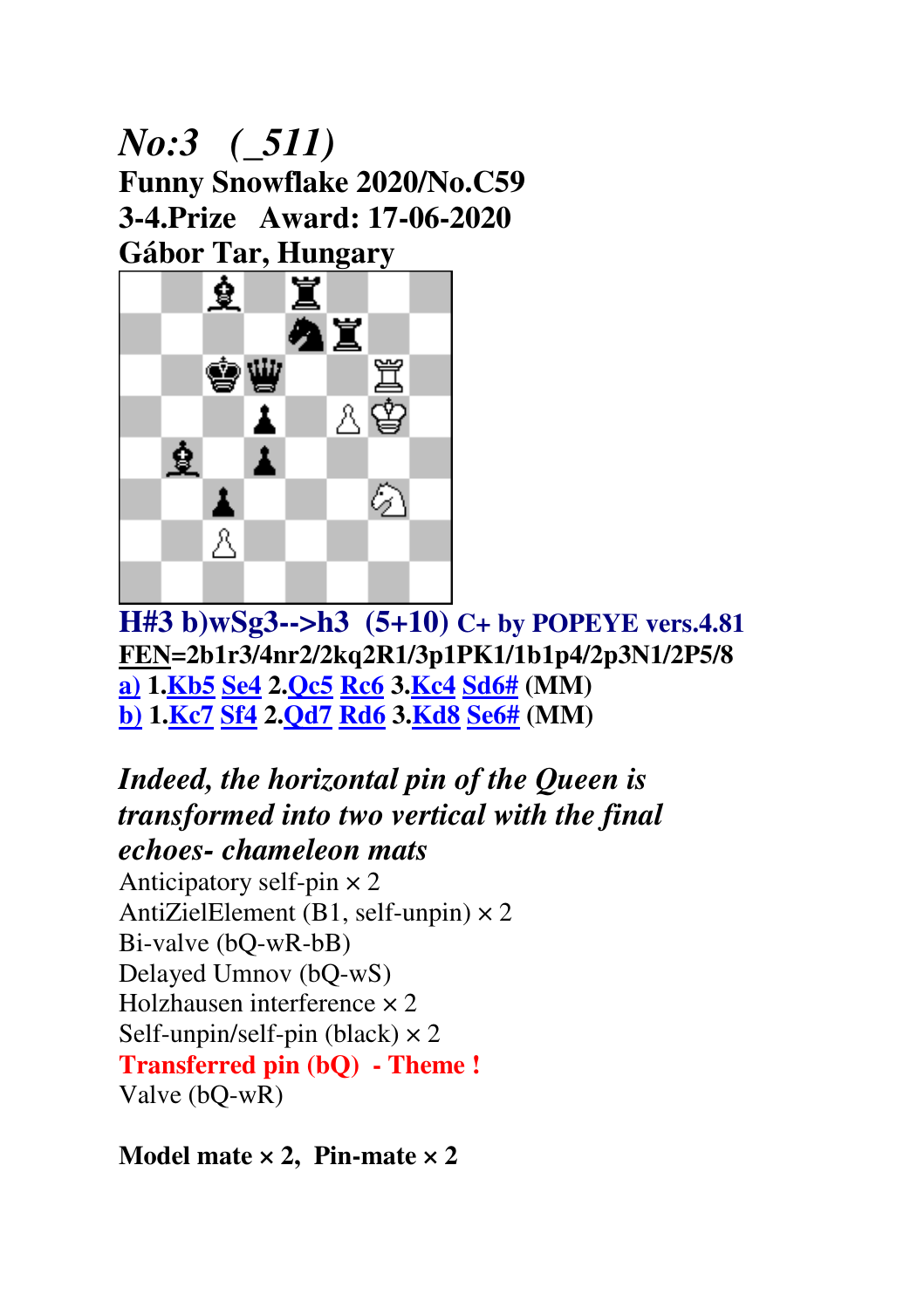# *No:3 (_511)*

**Funny Snowflake 2020/No.C59**
**3-4.Prize Award: 17-06-2020**
**Gábor Tar, Hungary**

**H#3 b)wSg3-->h3 (5+10) C+ by POPEYE vers.4.81**

**FEN=2b1r3/4nr2/2kq2R1/3p1PK1/1b1p4/2p3N1/2P5/8**

a) 1.Kb5 Se4 2.Qc5 Rc6 3.Kc4 Sd6# (MM)

b) 1.Kc7 Sf4 2.Qd7 Rd6 3.Kd8 Se6# (MM)

***Indeed, the horizontal pin of the Queen is transformed into two vertical with the final echoes- chameleon mats***

Anticipatory self-pin × 2
AntiZielElement (B1, self-unpin) × 2
Bi-valve (bQ-wR-bB)
Delayed Umnov (bQ-wS)
Holzhausen interference × 2
Self-unpin/self-pin (black) × 2
**Transferred pin (bQ) - Theme !**
Valve (bQ-wR)

**Model mate × 2, Pin-mate × 2**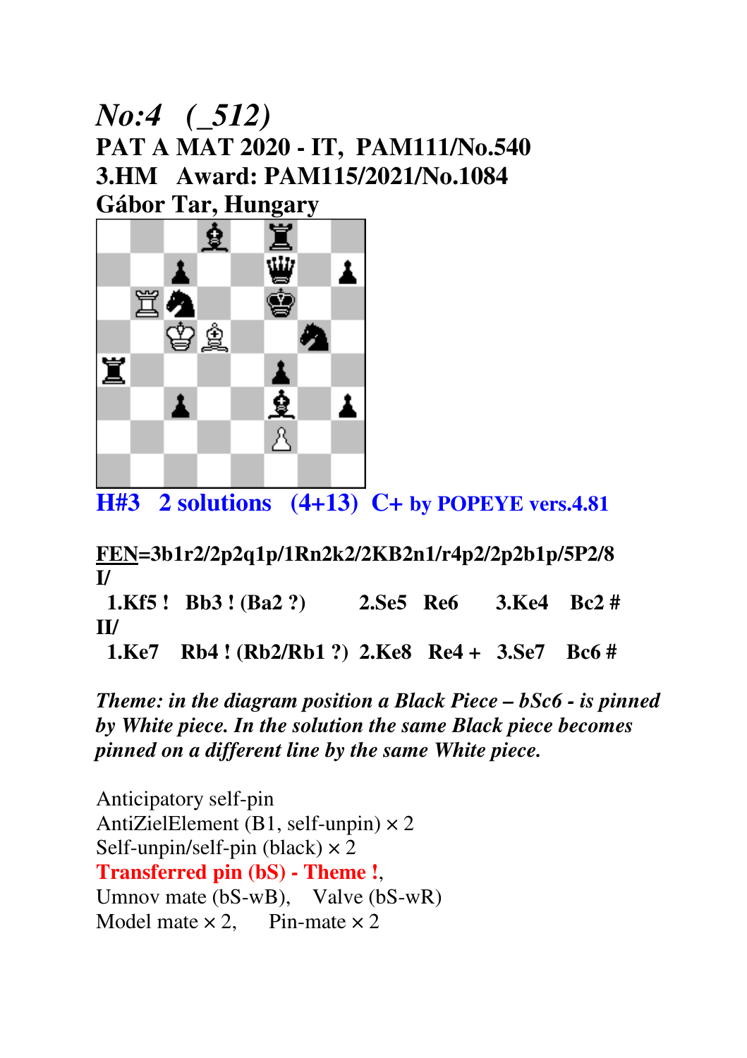# *No:4 (_512)*

**PAT A MAT 2020 - IT, PAM111/No.540**

**3.HM Award: PAM115/2021/No.1084**

**Gábor Tar, Hungary**

**H#3 2 solutions (4+13) C+ by POPEYE vers.4.81**

**FEN=3b1r2/2p2q1p/1Rn2k2/2KB2n1/r4p2/2p2b1p/5P2/8**

**I/**

**1.Kf5 ! Bb3 ! (Ba2 ?) 2.Se5 Re6 3.Ke4 Bc2 #**

**II/**

**1.Ke7 Rb4 ! (Rb2/Rb1 ?) 2.Ke8 Re4 + 3.Se7 Bc6 #**

***Theme: in the diagram position a Black Piece – bSc6 - is pinned by White piece. In the solution the same Black piece becomes pinned on a different line by the same White piece.***

Anticipatory self-pin

AntiZielElement (B1, self-unpin) × 2

Self-unpin/self-pin (black) × 2

**Transferred pin (bS) - Theme !**,

Umnov mate (bS-wB), Valve (bS-wR)

Model mate × 2, Pin-mate × 2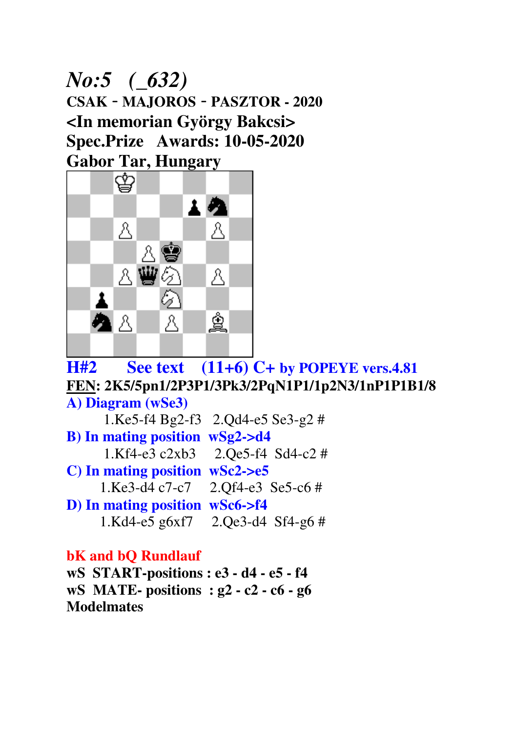# *No:5   (_632)*

**CSAK - MAJOROS - PASZTOR - 2020**

**<In memorian György Bakcsi>**

**Spec.Prize   Awards: 10-05-2020**

**Gabor Tar, Hungary**

**H#2   See text   (11+6) C+ by POPEYE vers.4.81**

**FEN: 2K5/5pn1/2P3P1/3Pk3/2PqN1P1/1p2N3/1nP1P1B1/8**

**A) Diagram (wSe3)**

1.Ke5-f4 Bg2-f3   2.Qd4-e5 Se3-g2 #

**B) In mating position  wSg2->d4**

1.Kf4-e3 c2xb3   2.Qe5-f4  Sd4-c2 #

**C) In mating position  wSc2->e5**

1.Ke3-d4 c7-c7   2.Qf4-e3  Se5-c6 #

**D) In mating position  wSc6->f4**

1.Kd4-e5 g6xf7   2.Qe3-d4  Sf4-g6 #

**bK and bQ Rundlauf**

**wS  START-positions : e3 - d4 - e5 - f4**

**wS  MATE- positions  : g2 - c2 - c6 - g6**

**Modelmates**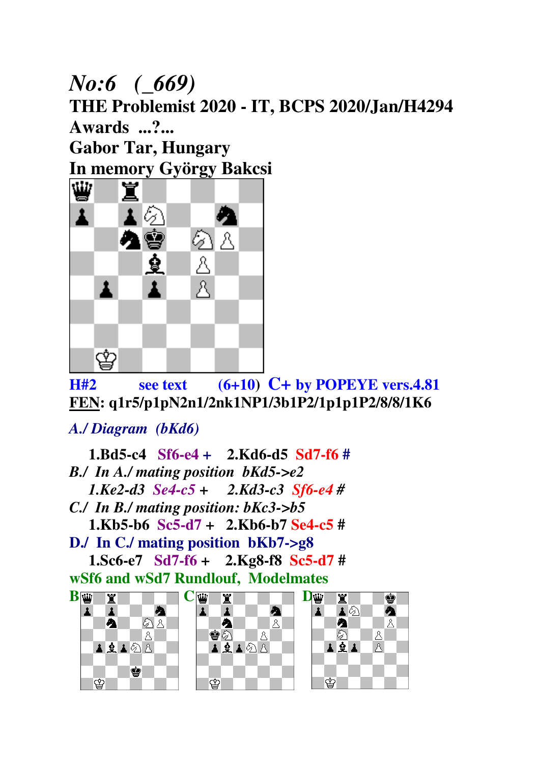# No:6 (_669)

**THE Problemist 2020 - IT, BCPS 2020/Jan/H4294**
**Awards ...?...**
**Gabor Tar, Hungary**
**In memory György Bakcsi**

H#2 see text (6+10) C+ by POPEYE vers.4.81

**FEN: q1r5/p1pN2n1/2nk1NP1/3b1P2/1p1p1P2/8/8/1K6**

*A./ Diagram (bKd6)*

1.Bd5-c4 Sf6-e4 + 2.Kd6-d5 Sd7-f6 #

*B./ In A./ mating position bKd5->e2*

*1.Ke2-d3 Se4-c5* + *2.Kd3-c3 Sf6-e4* #

*C./ In B./ mating position: bKc3->b5*

1.Kb5-b6 Sc5-d7 + 2.Kb6-b7 Se4-c5 #

D./ *In C./ mating position bKb7->g8*

1.Sc6-e7 Sd7-f6 + 2.Kg8-f8 Sc5-d7 #

wSf6 and wSd7 Rundlouf, Modelmates

B

C

D